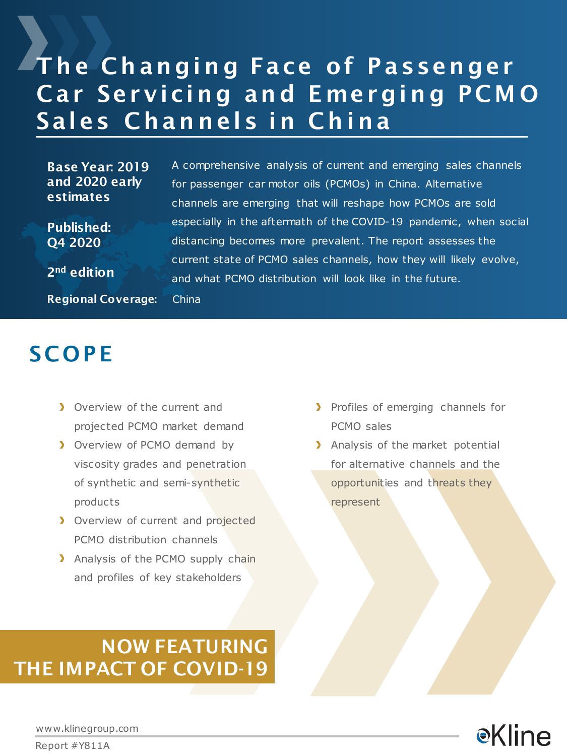# The Changing Face of Passenger Car Servicing and Emerging PCMO Sales Channels in China

**Base Year: 2019 and 2020 early estimates**

**Published: Q4 2020**

**2nd edition**

**Regional Coverage:** China

A comprehensive analysis of current and emerging sales channels for passenger car motor oils (PCMOs) in China. Alternative channels are emerging that will reshape how PCMOs are sold especially in the aftermath of the COVID-19 pandemic, when social distancing becomes more prevalent. The report assesses the current state of PCMO sales channels, how they will likely evolve, and what PCMO distribution will look like in the future.

## SCOPE

- Overview of the current and projected PCMO market demand
- Overview of PCMO demand by viscosity grades and penetration of synthetic and semi-synthetic products
- Overview of current and projected PCMO distribution channels
- Analysis of the PCMO supply chain and profiles of key stakeholders
- Profiles of emerging channels for PCMO sales
- Analysis of the market potential for alternative channels and the opportunities and threats they represent

**NOW FEATURING THE IMPACT OF COVID-19**

www.klinegroup.com

Report #Y811A

Kline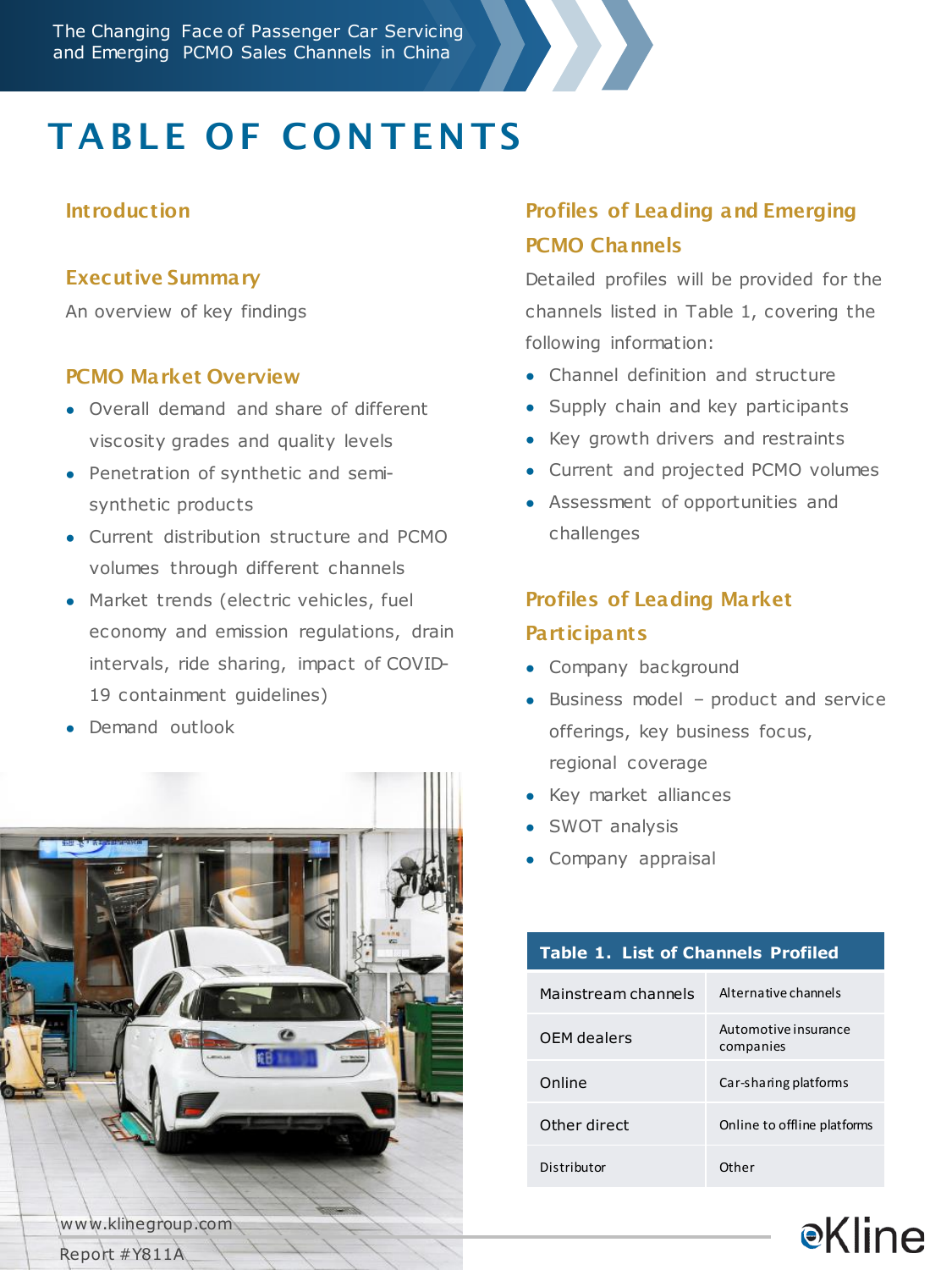# TABLE OF CONTENTS

## Introduction

## Executive Summary

An overview of key findings

## PCMO Market Overview

- Overall demand and share of different viscosity grades and quality levels
- Penetration of synthetic and semi-synthetic products
- Current distribution structure and PCMO volumes through different channels
- Market trends (electric vehicles, fuel economy and emission regulations, drain intervals, ride sharing, impact of COVID-19 containment guidelines)
- Demand outlook

## Profiles of Leading and Emerging PCMO Channels

Detailed profiles will be provided for the channels listed in Table 1, covering the following information:

- Channel definition and structure
- Supply chain and key participants
- Key growth drivers and restraints
- Current and projected PCMO volumes
- Assessment of opportunities and challenges

## Profiles of Leading Market Participants

- Company background
- Business model – product and service offerings, key business focus, regional coverage
- Key market alliances
- SWOT analysis
- Company appraisal

**Table 1. List of Channels Profiled**

| Mainstream channels | Alternative channels |
|---|---|
| OEM dealers | Automotive insurance companies |
| Online | Car-sharing platforms |
| Other direct | Online to offline platforms |
| Distributor | Other |

www.klinegroup.com
Report #Y811A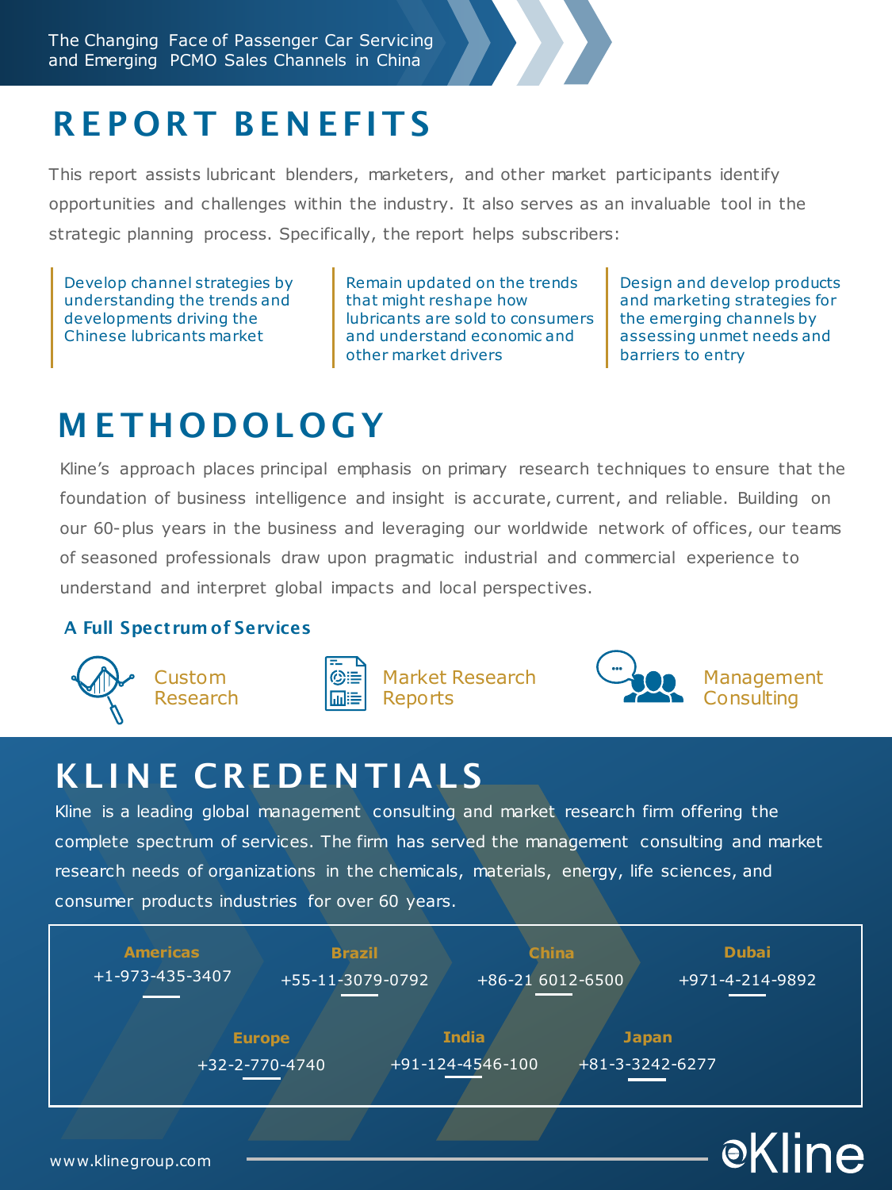## REPORT BENEFITS

This report assists lubricant blenders, marketers, and other market participants identify opportunities and challenges within the industry. It also serves as an invaluable tool in the strategic planning process. Specifically, the report helps subscribers:

- Develop channel strategies by understanding the trends and developments driving the Chinese lubricants market
- Remain updated on the trends that might reshape how lubricants are sold to consumers and understand economic and other market drivers
- Design and develop products and marketing strategies for the emerging channels by assessing unmet needs and barriers to entry

## METHODOLOGY

Kline's approach places principal emphasis on primary research techniques to ensure that the foundation of business intelligence and insight is accurate, current, and reliable. Building on our 60-plus years in the business and leveraging our worldwide network of offices, our teams of seasoned professionals draw upon pragmatic industrial and commercial experience to understand and interpret global impacts and local perspectives.

### A Full Spectrum of Services

- Custom Research
- Market Research Reports
- Management Consulting

## KLINE CREDENTIALS

Kline is a leading global management consulting and market research firm offering the complete spectrum of services. The firm has served the management consulting and market research needs of organizations in the chemicals, materials, energy, life sciences, and consumer products industries for over 60 years.

**Americas**
+1-973-435-3407

**Brazil**
+55-11-3079-0792

**China**
+86-21 6012-6500

**Dubai**
+971-4-214-9892

**Europe**
+32-2-770-4740

**India**
+91-124-4546-100

**Japan**
+81-3-3242-6277

www.klinegroup.com

Kline